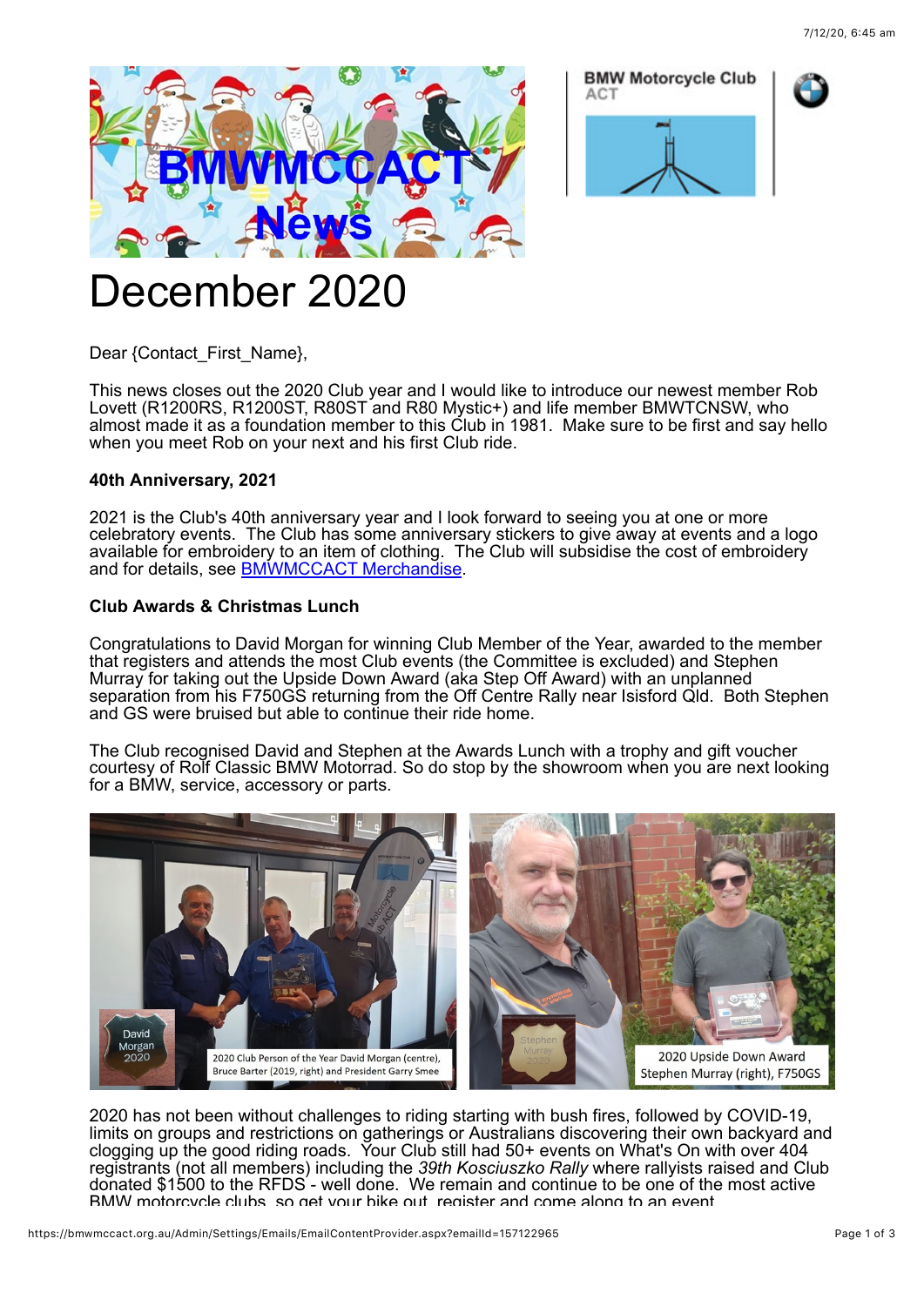BMWMCCACT News

BMW Motorcycle Club ACT

# December 2020

Dear {Contact_First_Name},

This news closes out the 2020 Club year and I would like to introduce our newest member Rob Lovett (R1200RS, R1200ST, R80ST and R80 Mystic+) and life member BMWTCNSW, who almost made it as a foundation member to this Club in 1981. Make sure to be first and say hello when you meet Rob on your next and his first Club ride.

**40th Anniversary, 2021**

2021 is the Club's 40th anniversary year and I look forward to seeing you at one or more celebratory events. The Club has some anniversary stickers to give away at events and a logo available for embroidery to an item of clothing. The Club will subsidise the cost of embroidery and for details, see [BMWMCCACT Merchandise](BMWMCCACT Merchandise).

**Club Awards & Christmas Lunch**

Congratulations to David Morgan for winning Club Member of the Year, awarded to the member that registers and attends the most Club events (the Committee is excluded) and Stephen Murray for taking out the Upside Down Award (aka Step Off Award) with an unplanned separation from his F750GS returning from the Off Centre Rally near Isisford Qld. Both Stephen and GS were bruised but able to continue their ride home.

The Club recognised David and Stephen at the Awards Lunch with a trophy and gift voucher courtesy of Rolf Classic BMW Motorrad. So do stop by the showroom when you are next looking for a BMW, service, accessory or parts.

2020 Club Person of the Year David Morgan (centre), Bruce Barter (2019, right) and President Garry Smee

2020 Upside Down Award Stephen Murray (right), F750GS

2020 has not been without challenges to riding starting with bush fires, followed by COVID-19, limits on groups and restrictions on gatherings or Australians discovering their own backyard and clogging up the good riding roads. Your Club still had 50+ events on What's On with over 404 registrants (not all members) including the *39th Kosciuszko Rally* where rallyists raised and Club donated $1500 to the RFDS - well done. We remain and continue to be one of the most active BMW motorcycle clubs, so get your bike out, register and come along to an event.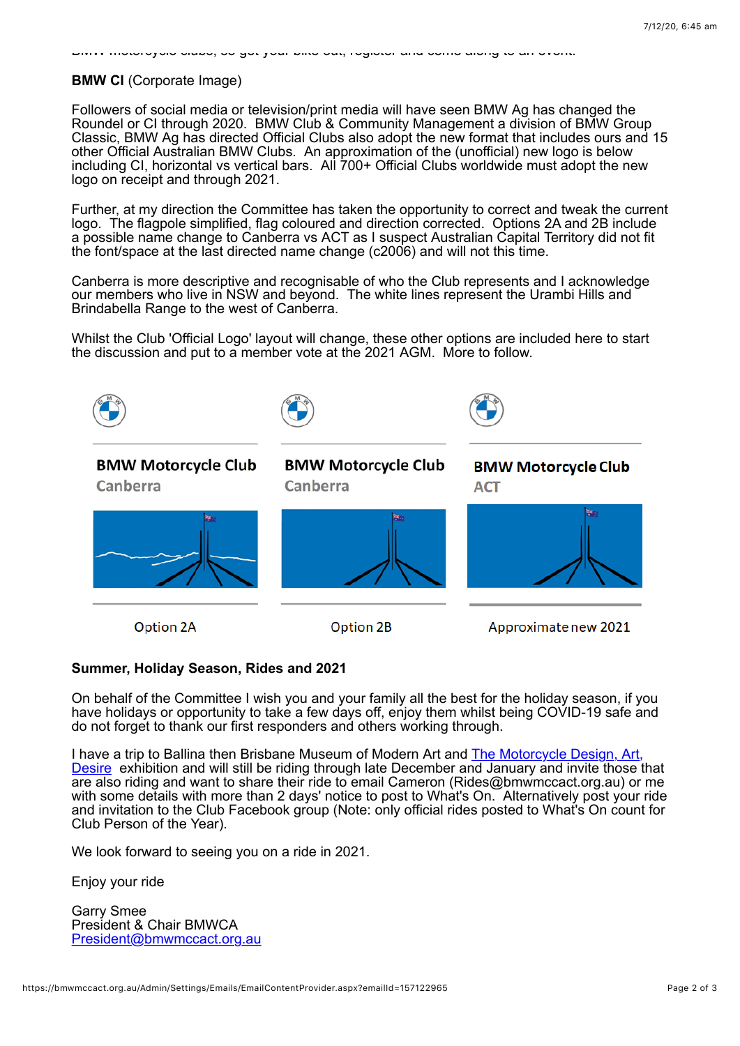BMW motorcycle clubs, so get your bike out, register and come along to an event.

**BMW CI** (Corporate Image)

Followers of social media or television/print media will have seen BMW Ag has changed the Roundel or CI through 2020. BMW Club & Community Management a division of BMW Group Classic, BMW Ag has directed Official Clubs also adopt the new format that includes ours and 15 other Official Australian BMW Clubs. An approximation of the (unofficial) new logo is below including CI, horizontal vs vertical bars. All 700+ Official Clubs worldwide must adopt the new logo on receipt and through 2021.

Further, at my direction the Committee has taken the opportunity to correct and tweak the current logo. The flagpole simplified, flag coloured and direction corrected. Options 2A and 2B include a possible name change to Canberra vs ACT as I suspect Australian Capital Territory did not fit the font/space at the last directed name change (c2006) and will not this time.

Canberra is more descriptive and recognisable of who the Club represents and I acknowledge our members who live in NSW and beyond. The white lines represent the Urambi Hills and Brindabella Range to the west of Canberra.

Whilst the Club 'Official Logo' layout will change, these other options are included here to start the discussion and put to a member vote at the 2021 AGM. More to follow.

BMW Motorcycle Club
Canberra

Option 2A

BMW Motorcycle Club
Canberra

Option 2B

BMW Motorcycle Club
ACT

Approximate new 2021

**Summer, Holiday Season, Rides and 2021**

On behalf of the Committee I wish you and your family all the best for the holiday season, if you have holidays or opportunity to take a few days off, enjoy them whilst being COVID-19 safe and do not forget to thank our first responders and others working through.

I have a trip to Ballina then Brisbane Museum of Modern Art and The Motorcycle Design, Art, Desire exhibition and will still be riding through late December and January and invite those that are also riding and want to share their ride to email Cameron (Rides@bmwmccact.org.au) or me with some details with more than 2 days' notice to post to What's On. Alternatively post your ride and invitation to the Club Facebook group (Note: only official rides posted to What's On count for Club Person of the Year).

We look forward to seeing you on a ride in 2021.

Enjoy your ride

Garry Smee
President & Chair BMWCA
President@bmwmccact.org.au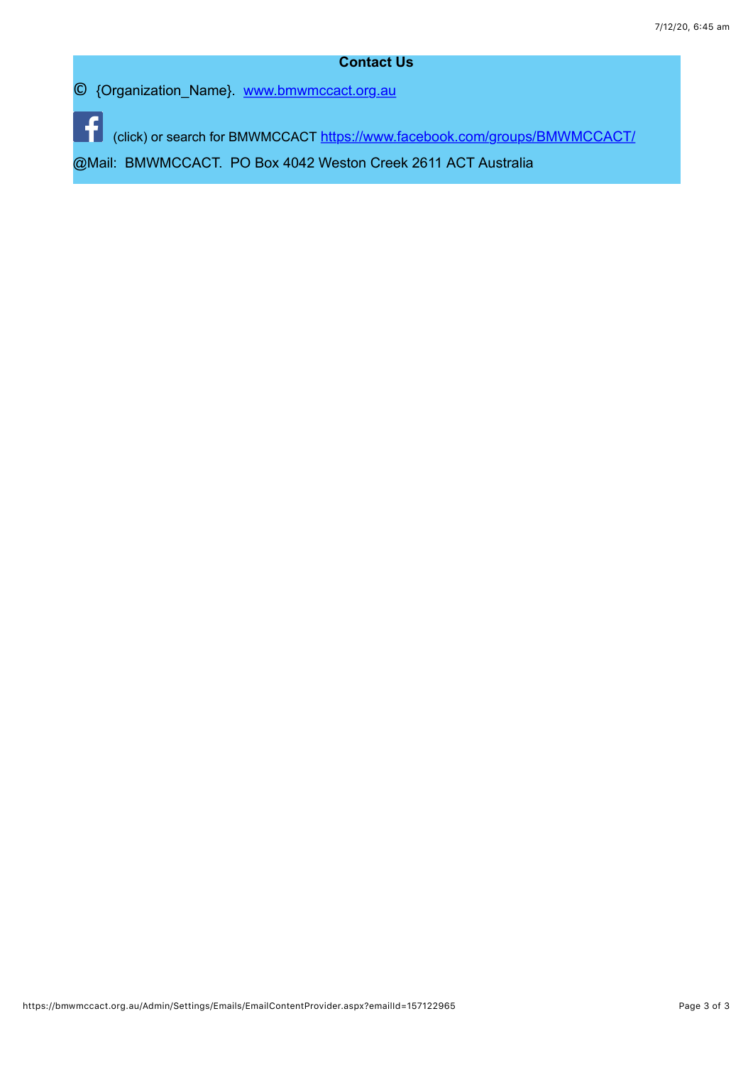**Contact Us**

© {Organization_Name}. [www.bmwmccact.org.au](www.bmwmccact.org.au)

(click) or search for BMWMCCACT [https://www.facebook.com/groups/BMWMCCACT/](https://www.facebook.com/groups/BMWMCCACT/)

@Mail: BMWMCCACT. PO Box 4042 Weston Creek 2611 ACT Australia